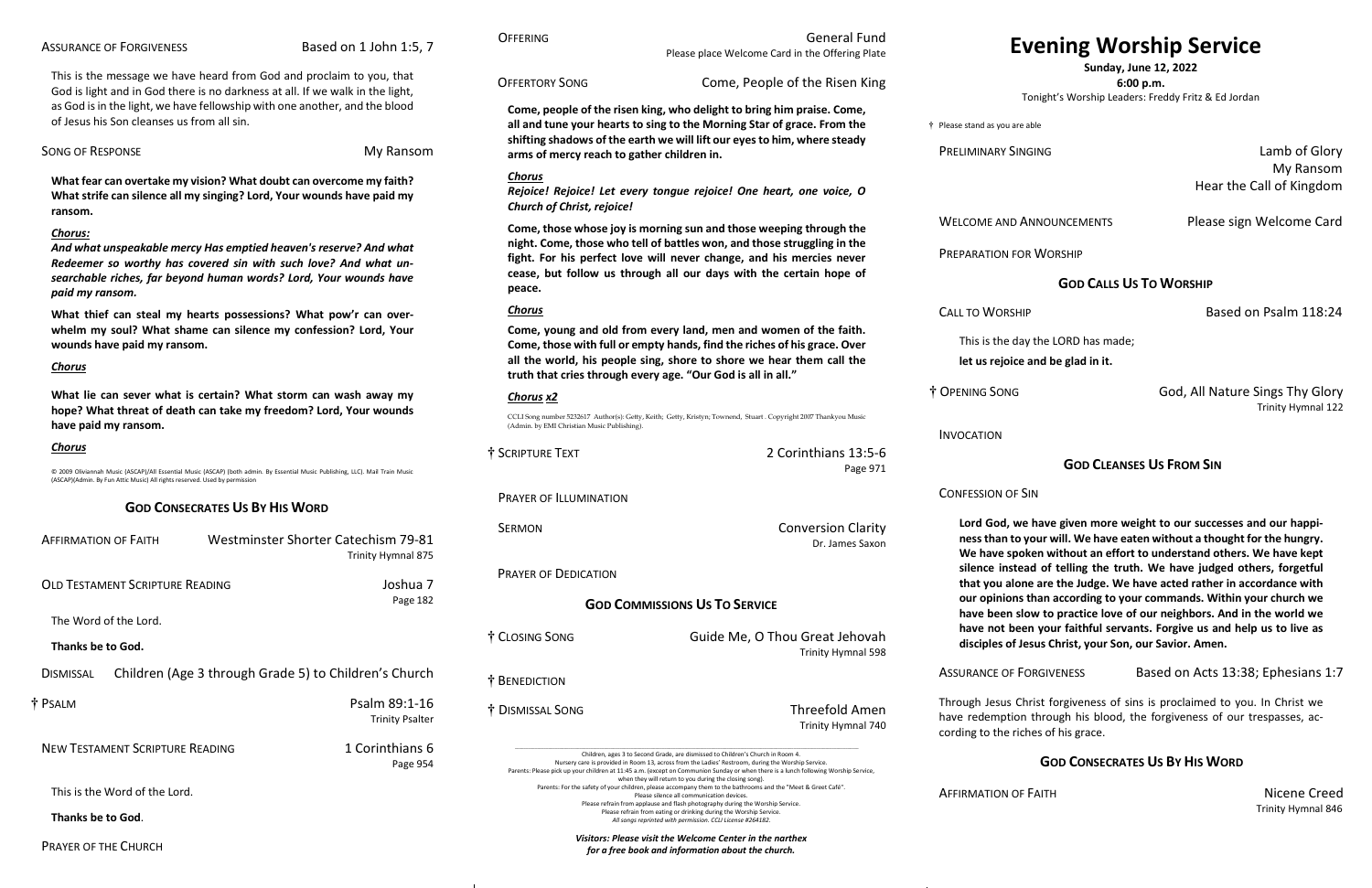# Evening Worship Service

**Sunday, June 12, 2022**

**6:00 p.m.**

Tonight's Worship Leaders: Freddy Fritz & Ed Jordan

† Please stand as you are able

PRELIMINARY SINGING — Lamb of Glory / My Ransom / Hear the Call of Kingdom

WELCOME AND ANNOUNCEMENTS — Please sign Welcome Card

PREPARATION FOR WORSHIP

## GOD CALLS US TO WORSHIP

CALL TO WORSHIP — Based on Psalm 118:24

This is the day the LORD has made;

**let us rejoice and be glad in it.**

† OPENING SONG — God, All Nature Sings Thy Glory
Trinity Hymnal 122

INVOCATION

## GOD CLEANSES US FROM SIN

CONFESSION OF SIN

**Lord God, we have given more weight to our successes and our happiness than to your will. We have eaten without a thought for the hungry. We have spoken without an effort to understand others. We have kept silence instead of telling the truth. We have judged others, forgetful that you alone are the Judge. We have acted rather in accordance with our opinions than according to your commands. Within your church we have been slow to practice love of our neighbors. And in the world we have not been your faithful servants. Forgive us and help us to live as disciples of Jesus Christ, your Son, our Savior. Amen.**

ASSURANCE OF FORGIVENESS — Based on Acts 13:38; Ephesians 1:7

Through Jesus Christ forgiveness of sins is proclaimed to you. In Christ we have redemption through his blood, the forgiveness of our trespasses, according to the riches of his grace.

## GOD CONSECRATES US BY HIS WORD

AFFIRMATION OF FAITH — Nicene Creed
Trinity Hymnal 846

---

ASSURANCE OF FORGIVENESS — Based on 1 John 1:5, 7

This is the message we have heard from God and proclaim to you, that God is light and in God there is no darkness at all. If we walk in the light, as God is in the light, we have fellowship with one another, and the blood of Jesus his Son cleanses us from all sin.

SONG OF RESPONSE — My Ransom

**What fear can overtake my vision? What doubt can overcome my faith? What strife can silence all my singing? Lord, Your wounds have paid my ransom.**

***Chorus:***

***And what unspeakable mercy Has emptied heaven's reserve? And what Redeemer so worthy has covered sin with such love? And what unsearchable riches, far beyond human words? Lord, Your wounds have paid my ransom.***

**What thief can steal my hearts possessions? What pow'r can overwhelm my soul? What shame can silence my confession? Lord, Your wounds have paid my ransom.**

***Chorus***

**What lie can sever what is certain? What storm can wash away my hope? What threat of death can take my freedom? Lord, Your wounds have paid my ransom.**

***Chorus***

© 2009 Oliviannah Music (ASCAP)/All Essential Music (ASCAP) (both admin. By Essential Music Publishing, LLC). Mail Train Music (ASCAP)(Admin. By Fun Attic Music) All rights reserved. Used by permission

## GOD CONSECRATES US BY HIS WORD

AFFIRMATION OF FAITH — Westminster Shorter Catechism 79-81
Trinity Hymnal 875

OLD TESTAMENT SCRIPTURE READING — Joshua 7
Page 182

The Word of the Lord.

**Thanks be to God.**

DISMISSAL — Children (Age 3 through Grade 5) to Children's Church

† PSALM — Psalm 89:1-16
Trinity Psalter

NEW TESTAMENT SCRIPTURE READING — 1 Corinthians 6
Page 954

This is the Word of the Lord.

**Thanks be to God**.

PRAYER OF THE CHURCH

---

OFFERING — General Fund
Please place Welcome Card in the Offering Plate

OFFERTORY SONG — Come, People of the Risen King

**Come, people of the risen king, who delight to bring him praise. Come, all and tune your hearts to sing to the Morning Star of grace. From the shifting shadows of the earth we will lift our eyes to him, where steady arms of mercy reach to gather children in.**

***Chorus***

***Rejoice! Rejoice! Let every tongue rejoice! One heart, one voice, O Church of Christ, rejoice!***

**Come, those whose joy is morning sun and those weeping through the night. Come, those who tell of battles won, and those struggling in the fight. For his perfect love will never change, and his mercies never cease, but follow us through all our days with the certain hope of peace.**

***Chorus***

**Come, young and old from every land, men and women of the faith. Come, those with full or empty hands, find the riches of his grace. Over all the world, his people sing, shore to shore we hear them call the truth that cries through every age. "Our God is all in all."**

***Chorus x2***

CCLI Song number 5232617 Author(s): Getty, Keith; Getty, Kristyn; Townend, Stuart . Copyright 2007 Thankyou Music (Admin. by EMI Christian Music Publishing).

† SCRIPTURE TEXT — 2 Corinthians 13:5-6
Page 971

PRAYER OF ILLUMINATION

SERMON — Conversion Clarity
Dr. James Saxon

PRAYER OF DEDICATION

## GOD COMMISSIONS US TO SERVICE

† CLOSING SONG — Guide Me, O Thou Great Jehovah
Trinity Hymnal 598

† BENEDICTION

† DISMISSAL SONG — Threefold Amen
Trinity Hymnal 740

---

Children, ages 3 to Second Grade, are dismissed to Children's Church in Room 4.
Nursery care is provided in Room 13, across from the Ladies' Restroom, during the Worship Service.
Parents: Please pick up your children at 11:45 a.m. (except on Communion Sunday or when there is a lunch following Worship Service, when they will return to you during the closing song).
Parents: For the safety of your children, please accompany them to the bathrooms and the "Meet & Greet Café".
Please silence all communication devices.
Please refrain from applause and flash photography during the Worship Service.
Please refrain from eating or drinking during the Worship Service.
*All songs reprinted with permission. CCLI License #264182.*

***Visitors: Please visit the Welcome Center in the narthex for a free book and information about the church.***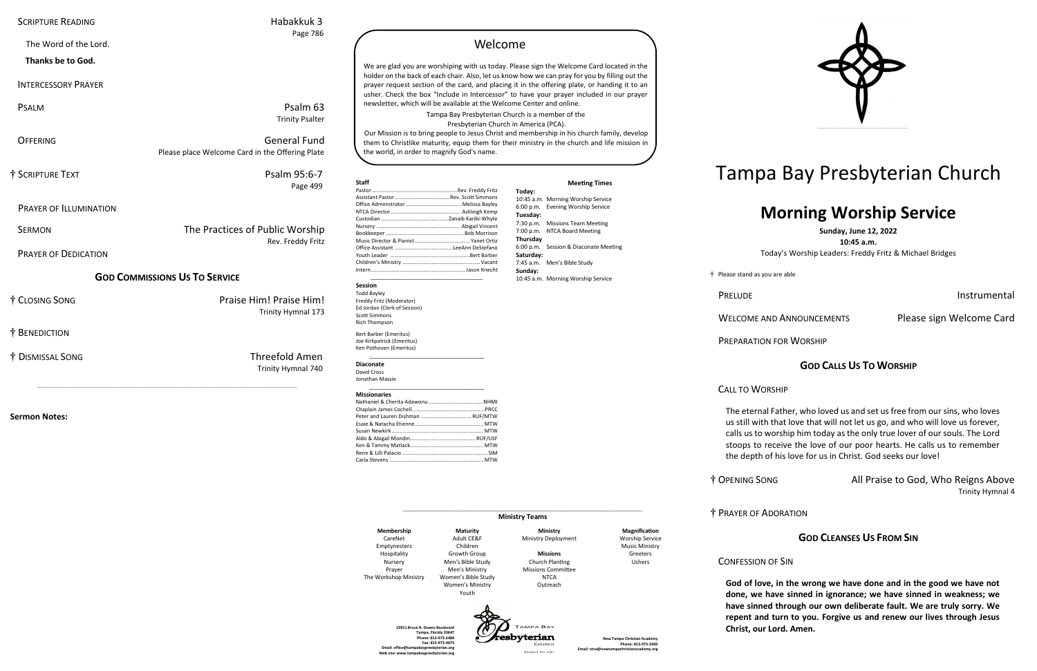Scripture Reading — Habakkuk 3
Page 786

The Word of the Lord.

**Thanks be to God.**

Intercessory Prayer

Psalm — Psalm 63
Trinity Psalter

Offering — General Fund
Please place Welcome Card in the Offering Plate

† Scripture Text — Psalm 95:6-7
Page 499

Prayer of Illumination

Sermon — The Practices of Public Worship
Rev. Freddy Fritz

Prayer of Dedication

## God Commissions Us To Service

† Closing Song — Praise Him! Praise Him!
Trinity Hymnal 173

† Benediction

† Dismissal Song — Threefold Amen
Trinity Hymnal 740

**Sermon Notes:**

## Welcome

We are glad you are worshiping with us today. Please sign the Welcome Card located in the holder on the back of each chair. Also, let us know how we can pray for you by filling out the prayer request section of the card, and placing it in the offering plate, or handing it to an usher. Check the box "Include in Intercessor" to have your prayer included in our prayer newsletter, which will be available at the Welcome Center and online.

Tampa Bay Presbyterian Church is a member of the Presbyterian Church in America (PCA).

Our Mission is to bring people to Jesus Christ and membership in his church family, develop them to Christlike maturity, equip them for their ministry in the church and life mission in the world, in order to magnify God's name.

**Staff**

| | |
|---|---|
| Pastor | Rev. Freddy Fritz |
| Assistant Pastor | Rev. Scott Simmons |
| Office Administrator | Melissa Bayley |
| NTCA Director | Ashleigh Kemp |
| Custodian | Zanaib Karibi-Whyte |
| Nursery | Abigail Vincent |
| Bookkeeper | Bob Morrison |
| Music Director & Pianist | Yanet Ortiz |
| Office Assistant | LeeAnn DeStefano |
| Youth Leader | Bert Barber |
| Children's Ministry | Vacant |
| Intern | Jason Knecht |

**Session**

Todd Bayley
Freddy Fritz (Moderator)
Ed Jordan (Clerk of Session)
Scott Simmons
Rich Thompson

Bert Barber (Emeritus)
Joe Kirkpatrick (Emeritus)
Ken Pothoven (Emeritus)

**Diaconate**

David Cross
Jonathan Massie

**Missionaries**

| | |
|---|---|
| Nathaniel & Cherita Adawonu | NHMI |
| Chaplain James Cochell | PRCC |
| Peter and Lauren Dishman | RUF/MTW |
| Esaie & Natacha Etienne | MTW |
| Susan Newkirk | MTW |
| Aldo & Abigail Mondin | RUF/USF |
| Ken & Tammy Matlack | MTW |
| Rene & Lilli Palacio | SIM |
| Carla Stevens | MTW |

**Meeting Times**

**Today:**
10:45 a.m. Morning Worship Service
6:00 p.m. Evening Worship Service

**Tuesday:**
7:30 p.m. Missions Team Meeting
7:00 p.m. NTCA Board Meeting

**Thursday**
6:00 p.m. Session & Diaconate Meeting

**Saturday:**
7:45 a.m. Men's Bible Study

**Sunday:**
10:45 a.m. Morning Worship Service

**Ministry Teams**

| Membership | Maturity | Ministry | Magnification |
|---|---|---|---|
| CareNet | Adult CE&F | Ministry Deployment | Worship Service |
| Emptynesters | Children | | Music Ministry |
| Hospitality | Growth Group | **Missions** | Greeters |
| Nursery | Men's Bible Study | Church Planting | Ushers |
| Prayer | Men's Ministry | Missions Committee | |
| The Workshop Ministry | Women's Bible Study | NTCA | |
| | Women's Ministry | Outreach | |
| | Youth | | |

19911 Bruce B. Downs Boulevard
Tampa, Florida 33647
Phone: 813-973-2484
Fax: 813-973-4673
Email: office@tampabaypresbyterian.org
Web site: www.tampabaypresbyterian.org

Tampa Bay Presbyterian Church
Answers for Life!

New Tampa Christian Academy
Phone: 813-973-2443
Email: ntca@newtampachristianacademy.org

# Tampa Bay Presbyterian Church

# Morning Worship Service

**Sunday, June 12, 2022**
**10:45 a.m.**

Today's Worship Leaders: Freddy Fritz & Michael Bridges

† Please stand as you are able

Prelude — Instrumental

Welcome and Announcements — Please sign Welcome Card

Preparation for Worship

## God Calls Us To Worship

Call to Worship

The eternal Father, who loved us and set us free from our sins, who loves us still with that love that will not let us go, and who will love us forever, calls us to worship him today as the only true lover of our souls. The Lord stoops to receive the love of our poor hearts. He calls us to remember the depth of his love for us in Christ. God seeks our love!

† Opening Song — All Praise to God, Who Reigns Above
Trinity Hymnal 4

† Prayer of Adoration

## God Cleanses Us From Sin

Confession of Sin

**God of love, in the wrong we have done and in the good we have not done, we have sinned in ignorance; we have sinned in weakness; we have sinned through our own deliberate fault. We are truly sorry. We repent and turn to you. Forgive us and renew our lives through Jesus Christ, our Lord. Amen.**